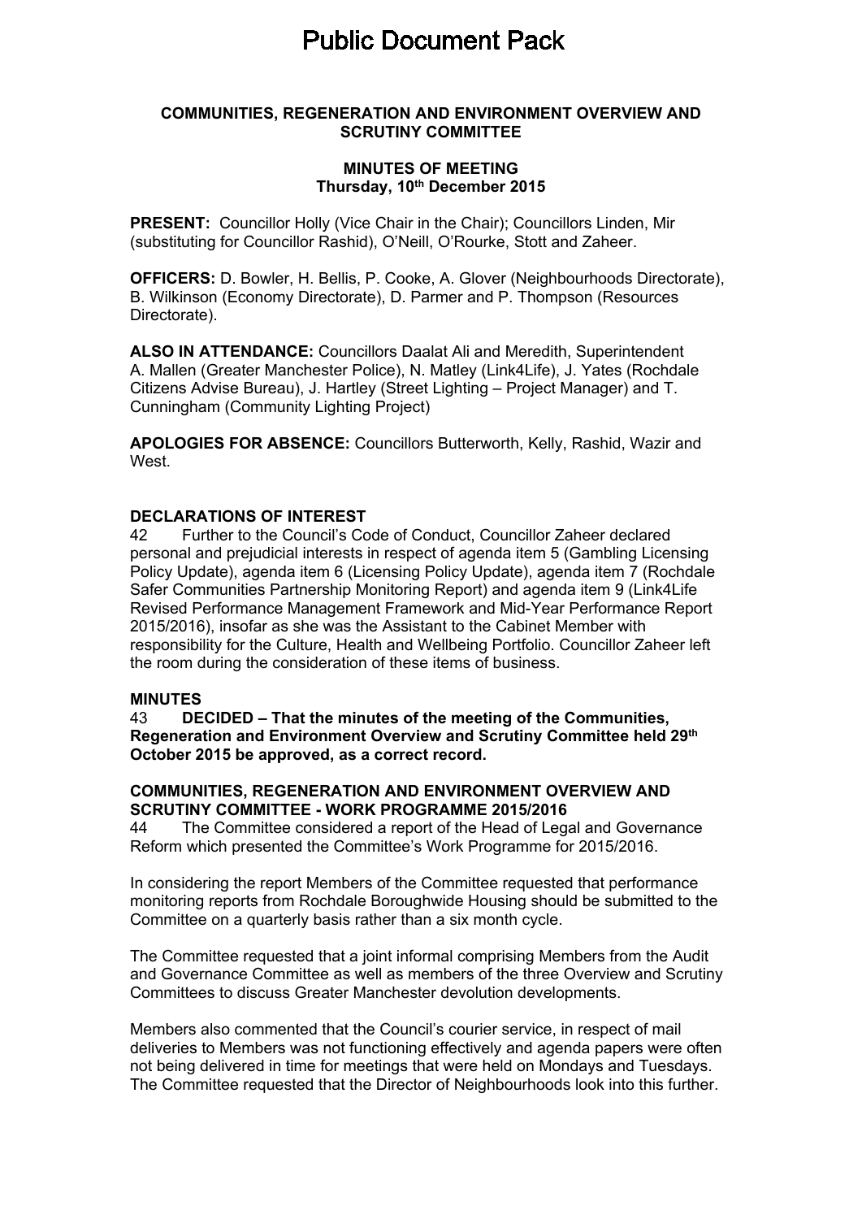# Public Document Pack

## COMMUNITIES, REGENERATION AND ENVIRONMENT OVERVIEW AND SCRUTINY COMMITTEE

### MINUTES OF MEETING
### Thursday, 10th December 2015

**PRESENT:** Councillor Holly (Vice Chair in the Chair); Councillors Linden, Mir (substituting for Councillor Rashid), O'Neill, O'Rourke, Stott and Zaheer.

**OFFICERS:** D. Bowler, H. Bellis, P. Cooke, A. Glover (Neighbourhoods Directorate), B. Wilkinson (Economy Directorate), D. Parmer and P. Thompson (Resources Directorate).

**ALSO IN ATTENDANCE:** Councillors Daalat Ali and Meredith, Superintendent A. Mallen (Greater Manchester Police), N. Matley (Link4Life), J. Yates (Rochdale Citizens Advise Bureau), J. Hartley (Street Lighting – Project Manager) and T. Cunningham (Community Lighting Project)

**APOLOGIES FOR ABSENCE:** Councillors Butterworth, Kelly, Rashid, Wazir and West.

**DECLARATIONS OF INTEREST**

42 Further to the Council's Code of Conduct, Councillor Zaheer declared personal and prejudicial interests in respect of agenda item 5 (Gambling Licensing Policy Update), agenda item 6 (Licensing Policy Update), agenda item 7 (Rochdale Safer Communities Partnership Monitoring Report) and agenda item 9 (Link4Life Revised Performance Management Framework and Mid-Year Performance Report 2015/2016), insofar as she was the Assistant to the Cabinet Member with responsibility for the Culture, Health and Wellbeing Portfolio. Councillor Zaheer left the room during the consideration of these items of business.

**MINUTES**

43 **DECIDED – That the minutes of the meeting of the Communities, Regeneration and Environment Overview and Scrutiny Committee held 29th October 2015 be approved, as a correct record.**

**COMMUNITIES, REGENERATION AND ENVIRONMENT OVERVIEW AND SCRUTINY COMMITTEE - WORK PROGRAMME 2015/2016**

44 The Committee considered a report of the Head of Legal and Governance Reform which presented the Committee's Work Programme for 2015/2016.

In considering the report Members of the Committee requested that performance monitoring reports from Rochdale Boroughwide Housing should be submitted to the Committee on a quarterly basis rather than a six month cycle.

The Committee requested that a joint informal comprising Members from the Audit and Governance Committee as well as members of the three Overview and Scrutiny Committees to discuss Greater Manchester devolution developments.

Members also commented that the Council's courier service, in respect of mail deliveries to Members was not functioning effectively and agenda papers were often not being delivered in time for meetings that were held on Mondays and Tuesdays. The Committee requested that the Director of Neighbourhoods look into this further.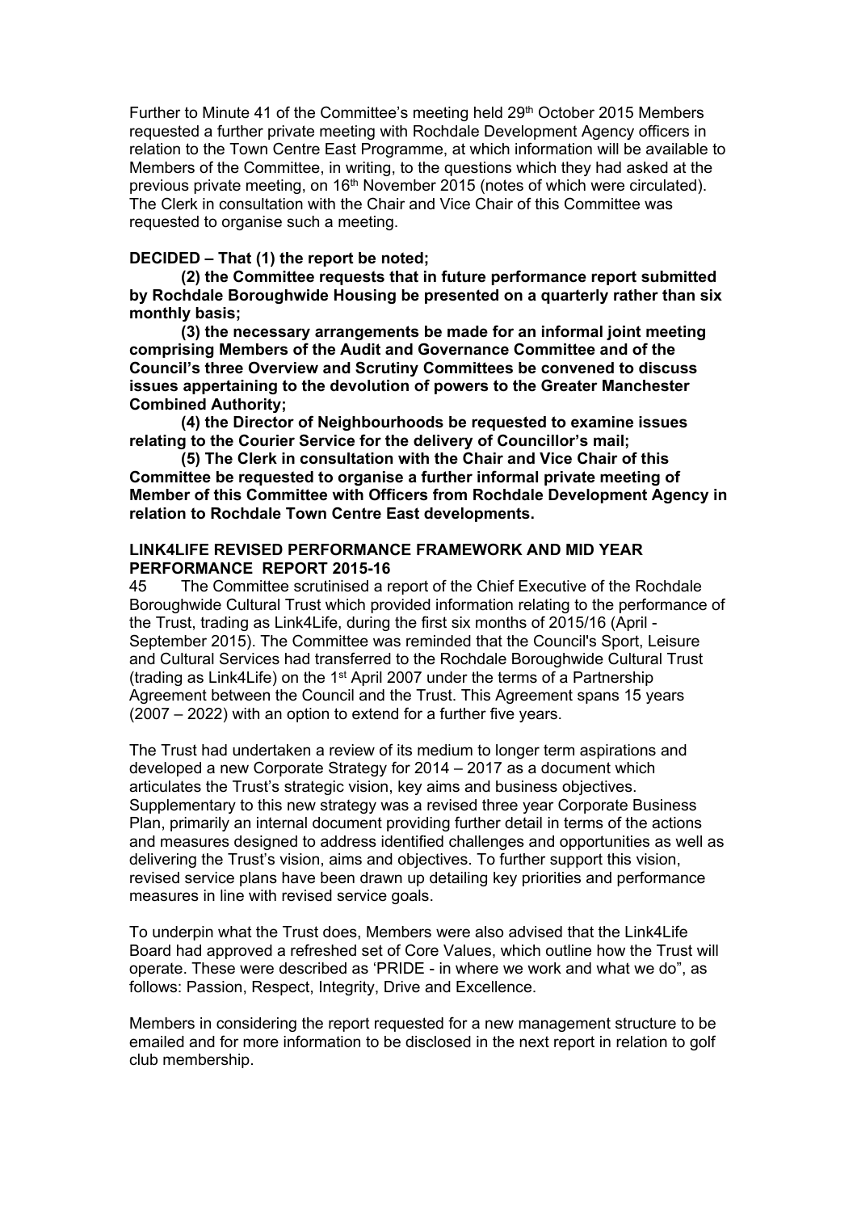Further to Minute 41 of the Committee's meeting held 29th October 2015 Members requested a further private meeting with Rochdale Development Agency officers in relation to the Town Centre East Programme, at which information will be available to Members of the Committee, in writing, to the questions which they had asked at the previous private meeting, on 16th November 2015 (notes of which were circulated). The Clerk in consultation with the Chair and Vice Chair of this Committee was requested to organise such a meeting.

**DECIDED – That (1) the report be noted;**

**(2) the Committee requests that in future performance report submitted by Rochdale Boroughwide Housing be presented on a quarterly rather than six monthly basis;**

**(3) the necessary arrangements be made for an informal joint meeting comprising Members of the Audit and Governance Committee and of the Council's three Overview and Scrutiny Committees be convened to discuss issues appertaining to the devolution of powers to the Greater Manchester Combined Authority;**

**(4) the Director of Neighbourhoods be requested to examine issues relating to the Courier Service for the delivery of Councillor's mail;**

**(5) The Clerk in consultation with the Chair and Vice Chair of this Committee be requested to organise a further informal private meeting of Member of this Committee with Officers from Rochdale Development Agency in relation to Rochdale Town Centre East developments.**

## LINK4LIFE REVISED PERFORMANCE FRAMEWORK AND MID YEAR PERFORMANCE REPORT 2015-16

45 The Committee scrutinised a report of the Chief Executive of the Rochdale Boroughwide Cultural Trust which provided information relating to the performance of the Trust, trading as Link4Life, during the first six months of 2015/16 (April - September 2015). The Committee was reminded that the Council's Sport, Leisure and Cultural Services had transferred to the Rochdale Boroughwide Cultural Trust (trading as Link4Life) on the 1st April 2007 under the terms of a Partnership Agreement between the Council and the Trust. This Agreement spans 15 years (2007 – 2022) with an option to extend for a further five years.

The Trust had undertaken a review of its medium to longer term aspirations and developed a new Corporate Strategy for 2014 – 2017 as a document which articulates the Trust's strategic vision, key aims and business objectives. Supplementary to this new strategy was a revised three year Corporate Business Plan, primarily an internal document providing further detail in terms of the actions and measures designed to address identified challenges and opportunities as well as delivering the Trust's vision, aims and objectives. To further support this vision, revised service plans have been drawn up detailing key priorities and performance measures in line with revised service goals.

To underpin what the Trust does, Members were also advised that the Link4Life Board had approved a refreshed set of Core Values, which outline how the Trust will operate. These were described as 'PRIDE - in where we work and what we do", as follows: Passion, Respect, Integrity, Drive and Excellence.

Members in considering the report requested for a new management structure to be emailed and for more information to be disclosed in the next report in relation to golf club membership.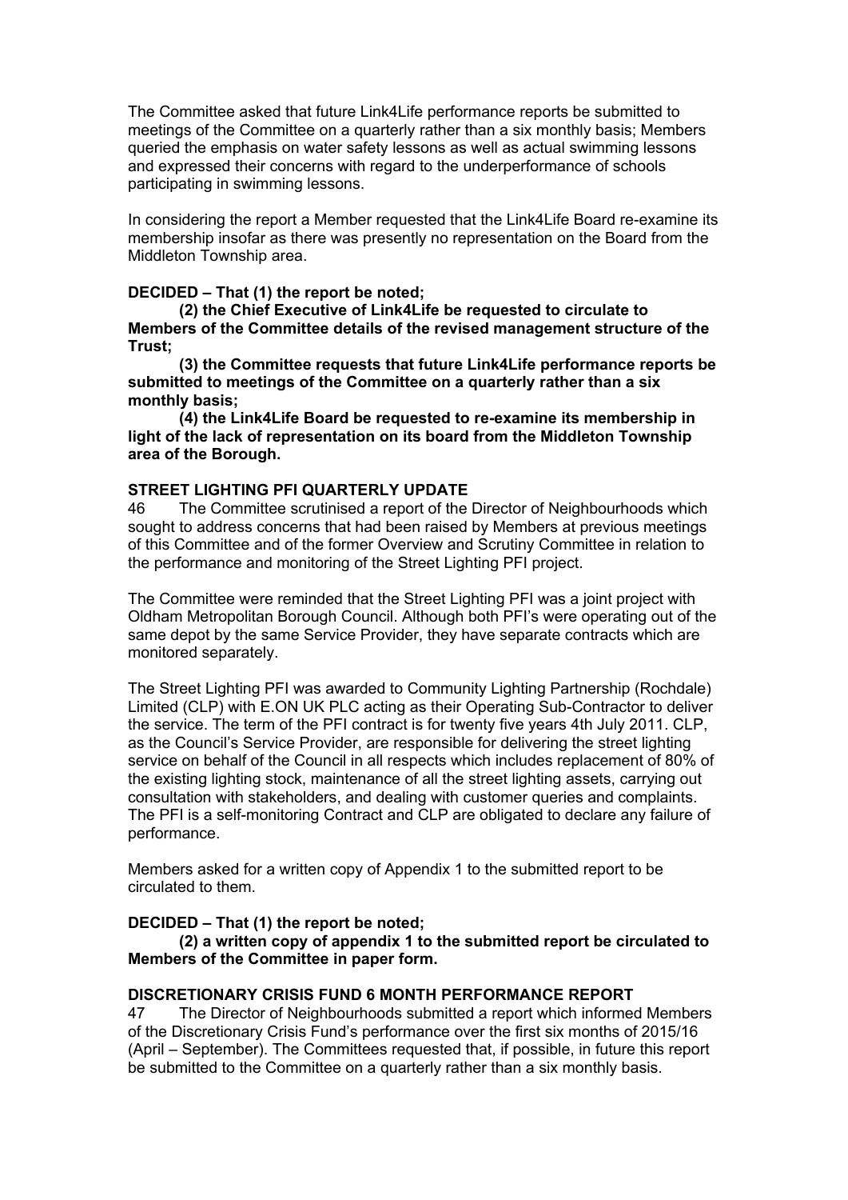The Committee asked that future Link4Life performance reports be submitted to meetings of the Committee on a quarterly rather than a six monthly basis; Members queried the emphasis on water safety lessons as well as actual swimming lessons and expressed their concerns with regard to the underperformance of schools participating in swimming lessons.

In considering the report a Member requested that the Link4Life Board re-examine its membership insofar as there was presently no representation on the Board from the Middleton Township area.

**DECIDED – That (1) the report be noted;**

**(2) the Chief Executive of Link4Life be requested to circulate to Members of the Committee details of the revised management structure of the Trust;**

**(3) the Committee requests that future Link4Life performance reports be submitted to meetings of the Committee on a quarterly rather than a six monthly basis;**

**(4) the Link4Life Board be requested to re-examine its membership in light of the lack of representation on its board from the Middleton Township area of the Borough.**

**STREET LIGHTING PFI QUARTERLY UPDATE**

46 The Committee scrutinised a report of the Director of Neighbourhoods which sought to address concerns that had been raised by Members at previous meetings of this Committee and of the former Overview and Scrutiny Committee in relation to the performance and monitoring of the Street Lighting PFI project.

The Committee were reminded that the Street Lighting PFI was a joint project with Oldham Metropolitan Borough Council. Although both PFI's were operating out of the same depot by the same Service Provider, they have separate contracts which are monitored separately.

The Street Lighting PFI was awarded to Community Lighting Partnership (Rochdale) Limited (CLP) with E.ON UK PLC acting as their Operating Sub-Contractor to deliver the service. The term of the PFI contract is for twenty five years 4th July 2011. CLP, as the Council's Service Provider, are responsible for delivering the street lighting service on behalf of the Council in all respects which includes replacement of 80% of the existing lighting stock, maintenance of all the street lighting assets, carrying out consultation with stakeholders, and dealing with customer queries and complaints. The PFI is a self-monitoring Contract and CLP are obligated to declare any failure of performance.

Members asked for a written copy of Appendix 1 to the submitted report to be circulated to them.

**DECIDED – That (1) the report be noted;**

**(2) a written copy of appendix 1 to the submitted report be circulated to Members of the Committee in paper form.**

**DISCRETIONARY CRISIS FUND 6 MONTH PERFORMANCE REPORT**

47 The Director of Neighbourhoods submitted a report which informed Members of the Discretionary Crisis Fund's performance over the first six months of 2015/16 (April – September). The Committees requested that, if possible, in future this report be submitted to the Committee on a quarterly rather than a six monthly basis.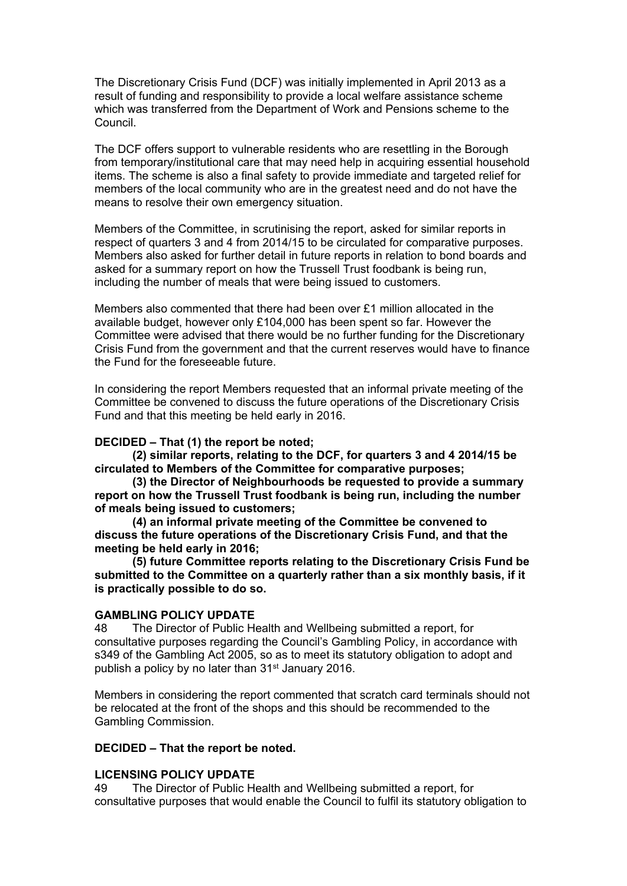The Discretionary Crisis Fund (DCF) was initially implemented in April 2013 as a result of funding and responsibility to provide a local welfare assistance scheme which was transferred from the Department of Work and Pensions scheme to the Council.

The DCF offers support to vulnerable residents who are resettling in the Borough from temporary/institutional care that may need help in acquiring essential household items. The scheme is also a final safety to provide immediate and targeted relief for members of the local community who are in the greatest need and do not have the means to resolve their own emergency situation.

Members of the Committee, in scrutinising the report, asked for similar reports in respect of quarters 3 and 4 from 2014/15 to be circulated for comparative purposes. Members also asked for further detail in future reports in relation to bond boards and asked for a summary report on how the Trussell Trust foodbank is being run, including the number of meals that were being issued to customers.

Members also commented that there had been over £1 million allocated in the available budget, however only £104,000 has been spent so far. However the Committee were advised that there would be no further funding for the Discretionary Crisis Fund from the government and that the current reserves would have to finance the Fund for the foreseeable future.

In considering the report Members requested that an informal private meeting of the Committee be convened to discuss the future operations of the Discretionary Crisis Fund and that this meeting be held early in 2016.

**DECIDED – That (1) the report be noted;**

**(2) similar reports, relating to the DCF, for quarters 3 and 4 2014/15 be circulated to Members of the Committee for comparative purposes;**

**(3) the Director of Neighbourhoods be requested to provide a summary report on how the Trussell Trust foodbank is being run, including the number of meals being issued to customers;**

**(4) an informal private meeting of the Committee be convened to discuss the future operations of the Discretionary Crisis Fund, and that the meeting be held early in 2016;**

**(5) future Committee reports relating to the Discretionary Crisis Fund be submitted to the Committee on a quarterly rather than a six monthly basis, if it is practically possible to do so.**

**GAMBLING POLICY UPDATE**

48 The Director of Public Health and Wellbeing submitted a report, for consultative purposes regarding the Council's Gambling Policy, in accordance with s349 of the Gambling Act 2005, so as to meet its statutory obligation to adopt and publish a policy by no later than 31st January 2016.

Members in considering the report commented that scratch card terminals should not be relocated at the front of the shops and this should be recommended to the Gambling Commission.

**DECIDED – That the report be noted.**

**LICENSING POLICY UPDATE**

49 The Director of Public Health and Wellbeing submitted a report, for consultative purposes that would enable the Council to fulfil its statutory obligation to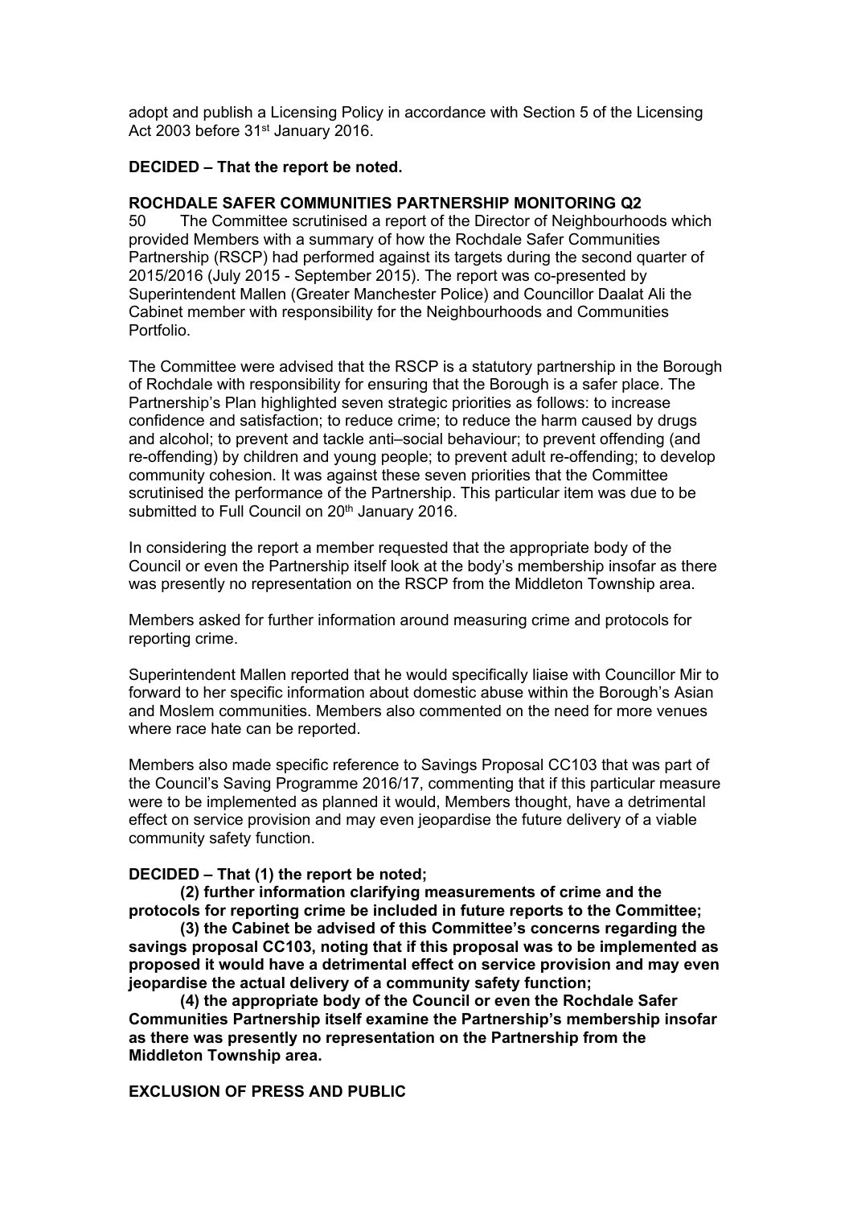adopt and publish a Licensing Policy in accordance with Section 5 of the Licensing Act 2003 before 31st January 2016.

**DECIDED – That the report be noted.**

**ROCHDALE SAFER COMMUNITIES PARTNERSHIP MONITORING Q2**

50 The Committee scrutinised a report of the Director of Neighbourhoods which provided Members with a summary of how the Rochdale Safer Communities Partnership (RSCP) had performed against its targets during the second quarter of 2015/2016 (July 2015 - September 2015). The report was co-presented by Superintendent Mallen (Greater Manchester Police) and Councillor Daalat Ali the Cabinet member with responsibility for the Neighbourhoods and Communities Portfolio.

The Committee were advised that the RSCP is a statutory partnership in the Borough of Rochdale with responsibility for ensuring that the Borough is a safer place. The Partnership's Plan highlighted seven strategic priorities as follows: to increase confidence and satisfaction; to reduce crime; to reduce the harm caused by drugs and alcohol; to prevent and tackle anti–social behaviour; to prevent offending (and re-offending) by children and young people; to prevent adult re-offending; to develop community cohesion. It was against these seven priorities that the Committee scrutinised the performance of the Partnership. This particular item was due to be submitted to Full Council on 20th January 2016.

In considering the report a member requested that the appropriate body of the Council or even the Partnership itself look at the body's membership insofar as there was presently no representation on the RSCP from the Middleton Township area.

Members asked for further information around measuring crime and protocols for reporting crime.

Superintendent Mallen reported that he would specifically liaise with Councillor Mir to forward to her specific information about domestic abuse within the Borough's Asian and Moslem communities. Members also commented on the need for more venues where race hate can be reported.

Members also made specific reference to Savings Proposal CC103 that was part of the Council's Saving Programme 2016/17, commenting that if this particular measure were to be implemented as planned it would, Members thought, have a detrimental effect on service provision and may even jeopardise the future delivery of a viable community safety function.

**DECIDED – That (1) the report be noted;**

**(2) further information clarifying measurements of crime and the protocols for reporting crime be included in future reports to the Committee;**

**(3) the Cabinet be advised of this Committee's concerns regarding the savings proposal CC103, noting that if this proposal was to be implemented as proposed it would have a detrimental effect on service provision and may even jeopardise the actual delivery of a community safety function;**

**(4) the appropriate body of the Council or even the Rochdale Safer Communities Partnership itself examine the Partnership's membership insofar as there was presently no representation on the Partnership from the Middleton Township area.**

**EXCLUSION OF PRESS AND PUBLIC**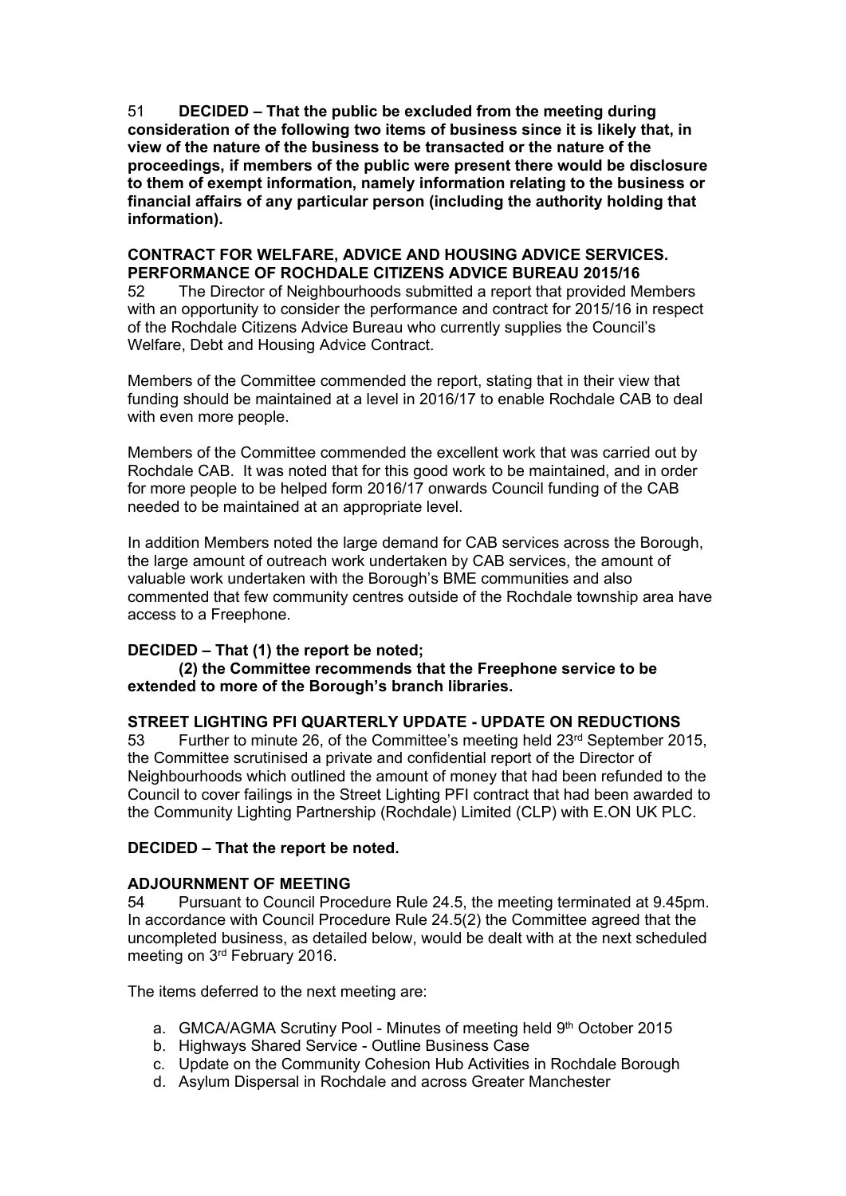51 **DECIDED – That the public be excluded from the meeting during consideration of the following two items of business since it is likely that, in view of the nature of the business to be transacted or the nature of the proceedings, if members of the public were present there would be disclosure to them of exempt information, namely information relating to the business or financial affairs of any particular person (including the authority holding that information).**

**CONTRACT FOR WELFARE, ADVICE AND HOUSING ADVICE SERVICES. PERFORMANCE OF ROCHDALE CITIZENS ADVICE BUREAU 2015/16**

52 The Director of Neighbourhoods submitted a report that provided Members with an opportunity to consider the performance and contract for 2015/16 in respect of the Rochdale Citizens Advice Bureau who currently supplies the Council's Welfare, Debt and Housing Advice Contract.

Members of the Committee commended the report, stating that in their view that funding should be maintained at a level in 2016/17 to enable Rochdale CAB to deal with even more people.

Members of the Committee commended the excellent work that was carried out by Rochdale CAB. It was noted that for this good work to be maintained, and in order for more people to be helped form 2016/17 onwards Council funding of the CAB needed to be maintained at an appropriate level.

In addition Members noted the large demand for CAB services across the Borough, the large amount of outreach work undertaken by CAB services, the amount of valuable work undertaken with the Borough's BME communities and also commented that few community centres outside of the Rochdale township area have access to a Freephone.

**DECIDED – That (1) the report be noted;**
**(2) the Committee recommends that the Freephone service to be extended to more of the Borough's branch libraries.**

**STREET LIGHTING PFI QUARTERLY UPDATE - UPDATE ON REDUCTIONS**

53 Further to minute 26, of the Committee's meeting held 23rd September 2015, the Committee scrutinised a private and confidential report of the Director of Neighbourhoods which outlined the amount of money that had been refunded to the Council to cover failings in the Street Lighting PFI contract that had been awarded to the Community Lighting Partnership (Rochdale) Limited (CLP) with E.ON UK PLC.

**DECIDED – That the report be noted.**

**ADJOURNMENT OF MEETING**

54 Pursuant to Council Procedure Rule 24.5, the meeting terminated at 9.45pm. In accordance with Council Procedure Rule 24.5(2) the Committee agreed that the uncompleted business, as detailed below, would be dealt with at the next scheduled meeting on 3rd February 2016.

The items deferred to the next meeting are:

a. GMCA/AGMA Scrutiny Pool - Minutes of meeting held 9th October 2015
b. Highways Shared Service - Outline Business Case
c. Update on the Community Cohesion Hub Activities in Rochdale Borough
d. Asylum Dispersal in Rochdale and across Greater Manchester